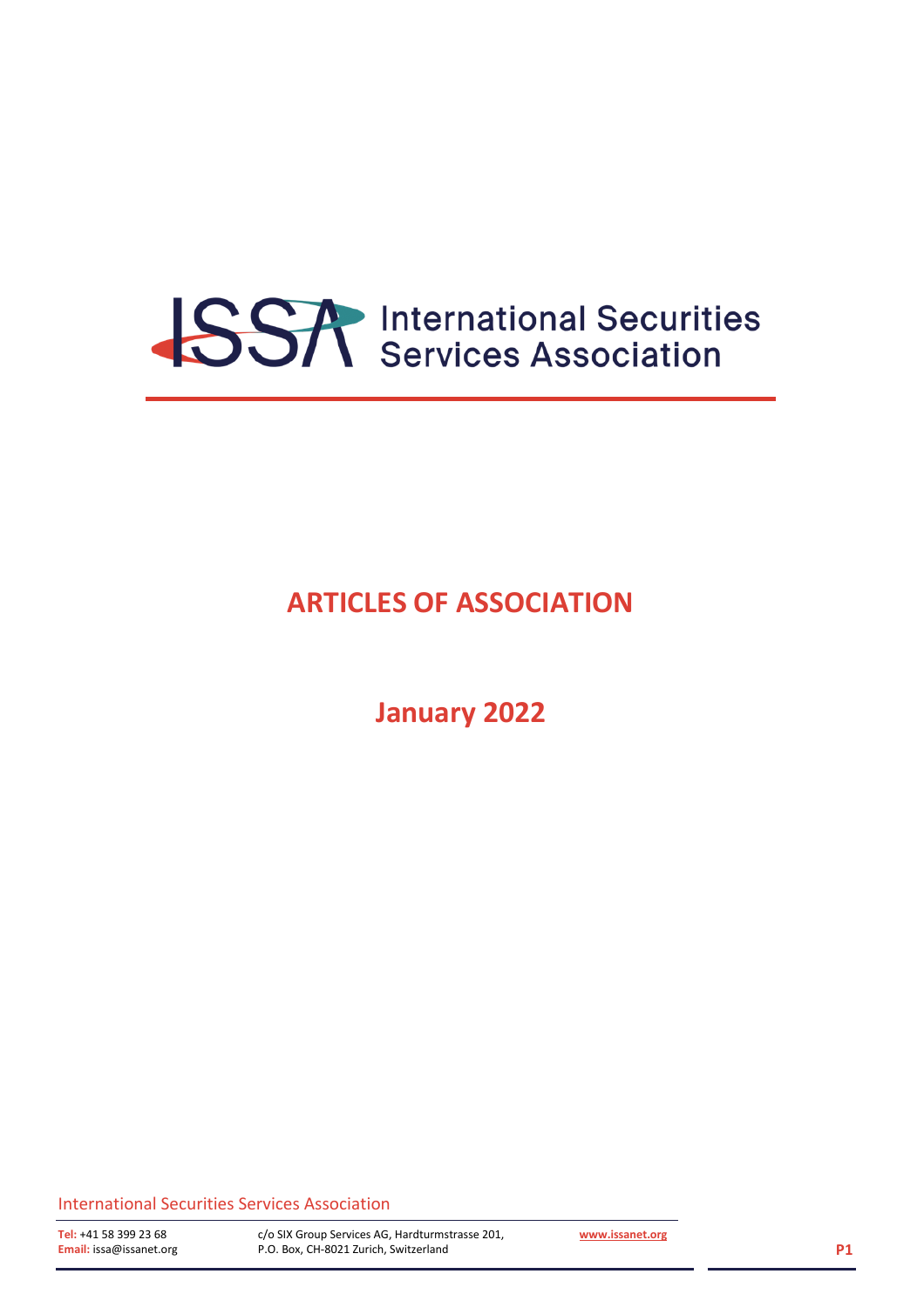ISSA International Securities Services Association

# ARTICLES OF ASSOCIATION

## January 2022

International Securities Services Association

**Tel:** +41 58 399 23 68
**Email:** issa@issanet.org

c/o SIX Group Services AG, Hardturmstrasse 201,
P.O. Box, CH-8021 Zurich, Switzerland

www.issanet.org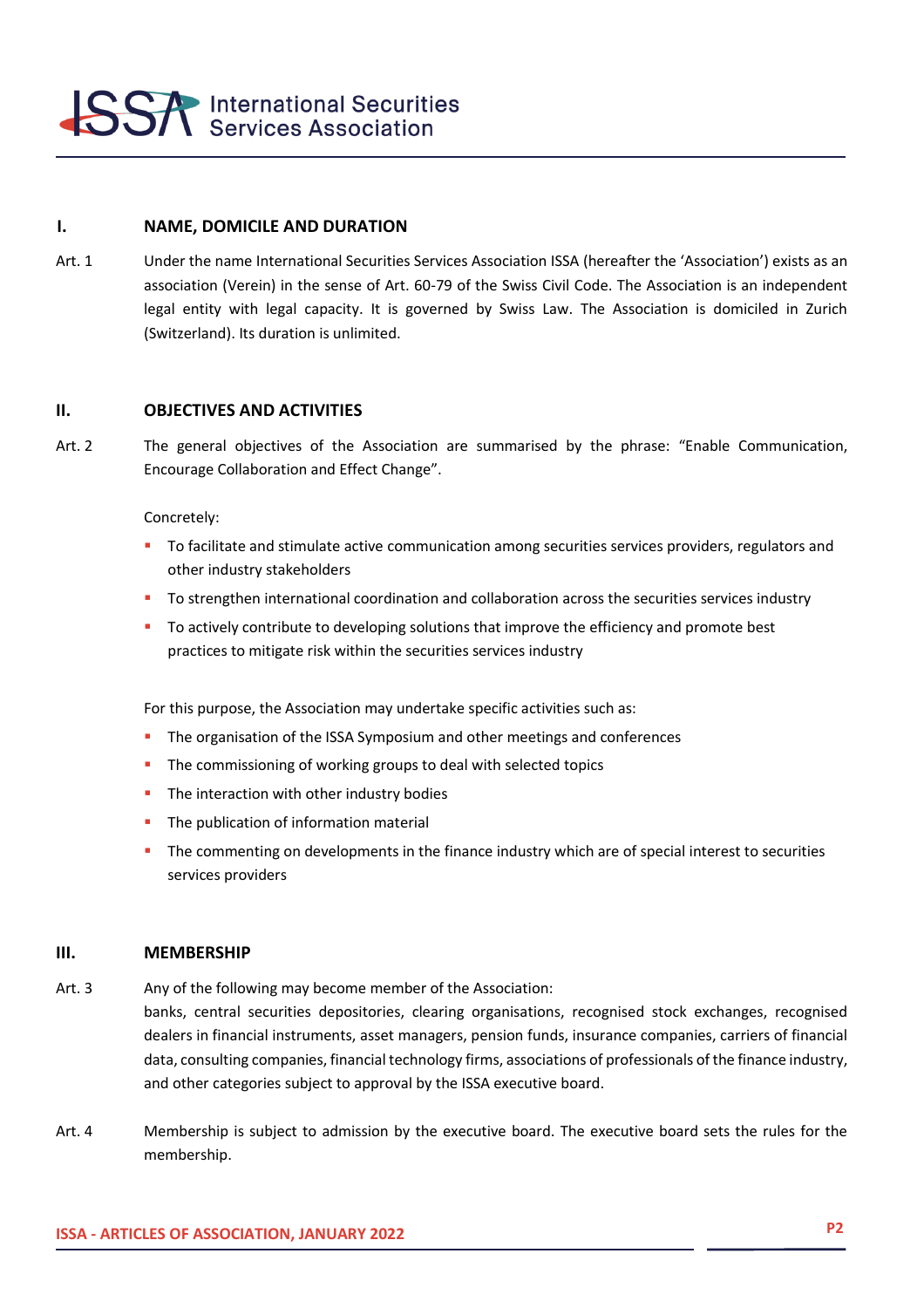## I. NAME, DOMICILE AND DURATION

Art. 1 Under the name International Securities Services Association ISSA (hereafter the 'Association') exists as an association (Verein) in the sense of Art. 60-79 of the Swiss Civil Code. The Association is an independent legal entity with legal capacity. It is governed by Swiss Law. The Association is domiciled in Zurich (Switzerland). Its duration is unlimited.

## II. OBJECTIVES AND ACTIVITIES

Art. 2 The general objectives of the Association are summarised by the phrase: "Enable Communication, Encourage Collaboration and Effect Change".

Concretely:

- To facilitate and stimulate active communication among securities services providers, regulators and other industry stakeholders
- To strengthen international coordination and collaboration across the securities services industry
- To actively contribute to developing solutions that improve the efficiency and promote best practices to mitigate risk within the securities services industry

For this purpose, the Association may undertake specific activities such as:

- The organisation of the ISSA Symposium and other meetings and conferences
- The commissioning of working groups to deal with selected topics
- The interaction with other industry bodies
- The publication of information material
- The commenting on developments in the finance industry which are of special interest to securities services providers

## III. MEMBERSHIP

Art. 3 Any of the following may become member of the Association:
banks, central securities depositories, clearing organisations, recognised stock exchanges, recognised dealers in financial instruments, asset managers, pension funds, insurance companies, carriers of financial data, consulting companies, financial technology firms, associations of professionals of the finance industry, and other categories subject to approval by the ISSA executive board.

Art. 4 Membership is subject to admission by the executive board. The executive board sets the rules for the membership.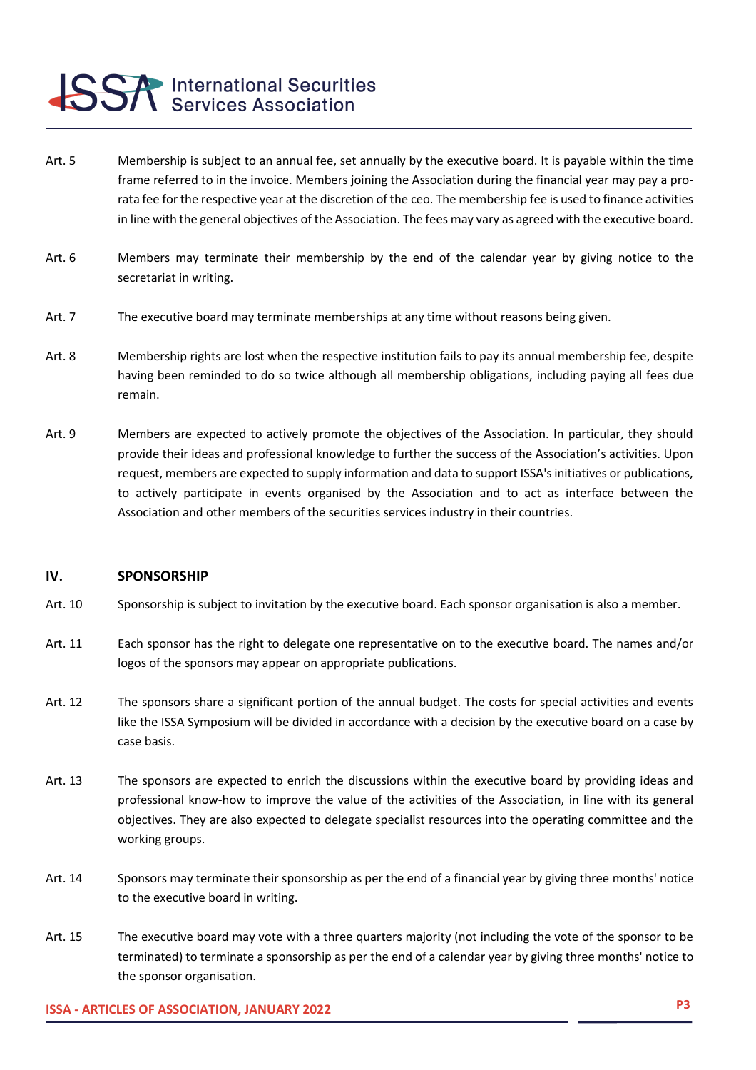Art. 5 Membership is subject to an annual fee, set annually by the executive board. It is payable within the time frame referred to in the invoice. Members joining the Association during the financial year may pay a pro-rata fee for the respective year at the discretion of the ceo. The membership fee is used to finance activities in line with the general objectives of the Association. The fees may vary as agreed with the executive board.

Art. 6 Members may terminate their membership by the end of the calendar year by giving notice to the secretariat in writing.

Art. 7 The executive board may terminate memberships at any time without reasons being given.

Art. 8 Membership rights are lost when the respective institution fails to pay its annual membership fee, despite having been reminded to do so twice although all membership obligations, including paying all fees due remain.

Art. 9 Members are expected to actively promote the objectives of the Association. In particular, they should provide their ideas and professional knowledge to further the success of the Association's activities. Upon request, members are expected to supply information and data to support ISSA's initiatives or publications, to actively participate in events organised by the Association and to act as interface between the Association and other members of the securities services industry in their countries.

## IV. SPONSORSHIP

Art. 10 Sponsorship is subject to invitation by the executive board. Each sponsor organisation is also a member.

Art. 11 Each sponsor has the right to delegate one representative on to the executive board. The names and/or logos of the sponsors may appear on appropriate publications.

Art. 12 The sponsors share a significant portion of the annual budget. The costs for special activities and events like the ISSA Symposium will be divided in accordance with a decision by the executive board on a case by case basis.

Art. 13 The sponsors are expected to enrich the discussions within the executive board by providing ideas and professional know-how to improve the value of the activities of the Association, in line with its general objectives. They are also expected to delegate specialist resources into the operating committee and the working groups.

Art. 14 Sponsors may terminate their sponsorship as per the end of a financial year by giving three months' notice to the executive board in writing.

Art. 15 The executive board may vote with a three quarters majority (not including the vote of the sponsor to be terminated) to terminate a sponsorship as per the end of a calendar year by giving three months' notice to the sponsor organisation.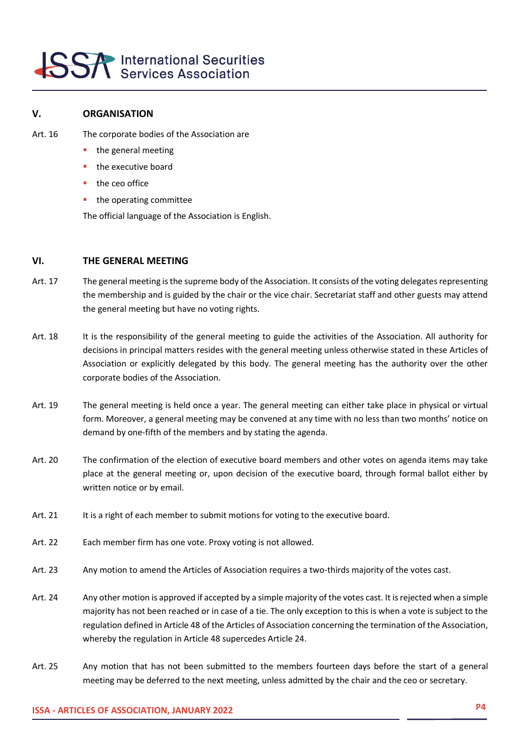## V. ORGANISATION

Art. 16 The corporate bodies of the Association are

- the general meeting
- the executive board
- the ceo office
- the operating committee

The official language of the Association is English.

## VI. THE GENERAL MEETING

Art. 17 The general meeting is the supreme body of the Association. It consists of the voting delegates representing the membership and is guided by the chair or the vice chair. Secretariat staff and other guests may attend the general meeting but have no voting rights.

Art. 18 It is the responsibility of the general meeting to guide the activities of the Association. All authority for decisions in principal matters resides with the general meeting unless otherwise stated in these Articles of Association or explicitly delegated by this body. The general meeting has the authority over the other corporate bodies of the Association.

Art. 19 The general meeting is held once a year. The general meeting can either take place in physical or virtual form. Moreover, a general meeting may be convened at any time with no less than two months' notice on demand by one-fifth of the members and by stating the agenda.

Art. 20 The confirmation of the election of executive board members and other votes on agenda items may take place at the general meeting or, upon decision of the executive board, through formal ballot either by written notice or by email.

Art. 21 It is a right of each member to submit motions for voting to the executive board.

Art. 22 Each member firm has one vote. Proxy voting is not allowed.

Art. 23 Any motion to amend the Articles of Association requires a two-thirds majority of the votes cast.

Art. 24 Any other motion is approved if accepted by a simple majority of the votes cast. It is rejected when a simple majority has not been reached or in case of a tie. The only exception to this is when a vote is subject to the regulation defined in Article 48 of the Articles of Association concerning the termination of the Association, whereby the regulation in Article 48 supercedes Article 24.

Art. 25 Any motion that has not been submitted to the members fourteen days before the start of a general meeting may be deferred to the next meeting, unless admitted by the chair and the ceo or secretary.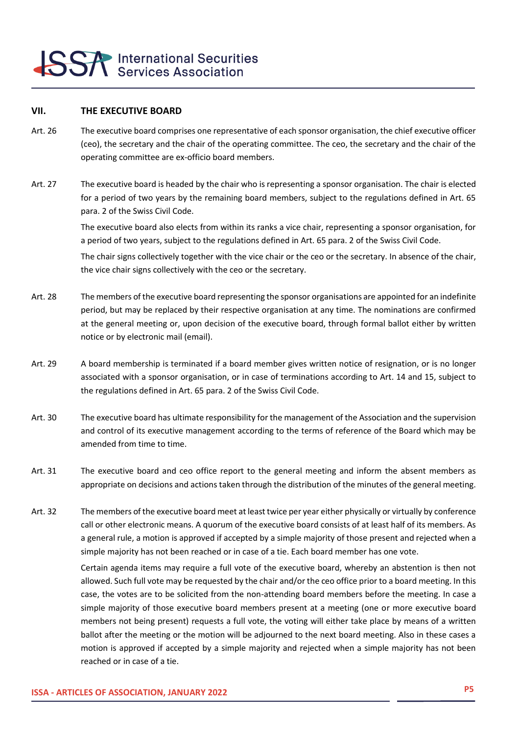## VII. THE EXECUTIVE BOARD

Art. 26 The executive board comprises one representative of each sponsor organisation, the chief executive officer (ceo), the secretary and the chair of the operating committee. The ceo, the secretary and the chair of the operating committee are ex-officio board members.

Art. 27 The executive board is headed by the chair who is representing a sponsor organisation. The chair is elected for a period of two years by the remaining board members, subject to the regulations defined in Art. 65 para. 2 of the Swiss Civil Code.

The executive board also elects from within its ranks a vice chair, representing a sponsor organisation, for a period of two years, subject to the regulations defined in Art. 65 para. 2 of the Swiss Civil Code.

The chair signs collectively together with the vice chair or the ceo or the secretary. In absence of the chair, the vice chair signs collectively with the ceo or the secretary.

Art. 28 The members of the executive board representing the sponsor organisations are appointed for an indefinite period, but may be replaced by their respective organisation at any time. The nominations are confirmed at the general meeting or, upon decision of the executive board, through formal ballot either by written notice or by electronic mail (email).

Art. 29 A board membership is terminated if a board member gives written notice of resignation, or is no longer associated with a sponsor organisation, or in case of terminations according to Art. 14 and 15, subject to the regulations defined in Art. 65 para. 2 of the Swiss Civil Code.

Art. 30 The executive board has ultimate responsibility for the management of the Association and the supervision and control of its executive management according to the terms of reference of the Board which may be amended from time to time.

Art. 31 The executive board and ceo office report to the general meeting and inform the absent members as appropriate on decisions and actions taken through the distribution of the minutes of the general meeting.

Art. 32 The members of the executive board meet at least twice per year either physically or virtually by conference call or other electronic means. A quorum of the executive board consists of at least half of its members. As a general rule, a motion is approved if accepted by a simple majority of those present and rejected when a simple majority has not been reached or in case of a tie. Each board member has one vote.

Certain agenda items may require a full vote of the executive board, whereby an abstention is then not allowed. Such full vote may be requested by the chair and/or the ceo office prior to a board meeting. In this case, the votes are to be solicited from the non-attending board members before the meeting. In case a simple majority of those executive board members present at a meeting (one or more executive board members not being present) requests a full vote, the voting will either take place by means of a written ballot after the meeting or the motion will be adjourned to the next board meeting. Also in these cases a motion is approved if accepted by a simple majority and rejected when a simple majority has not been reached or in case of a tie.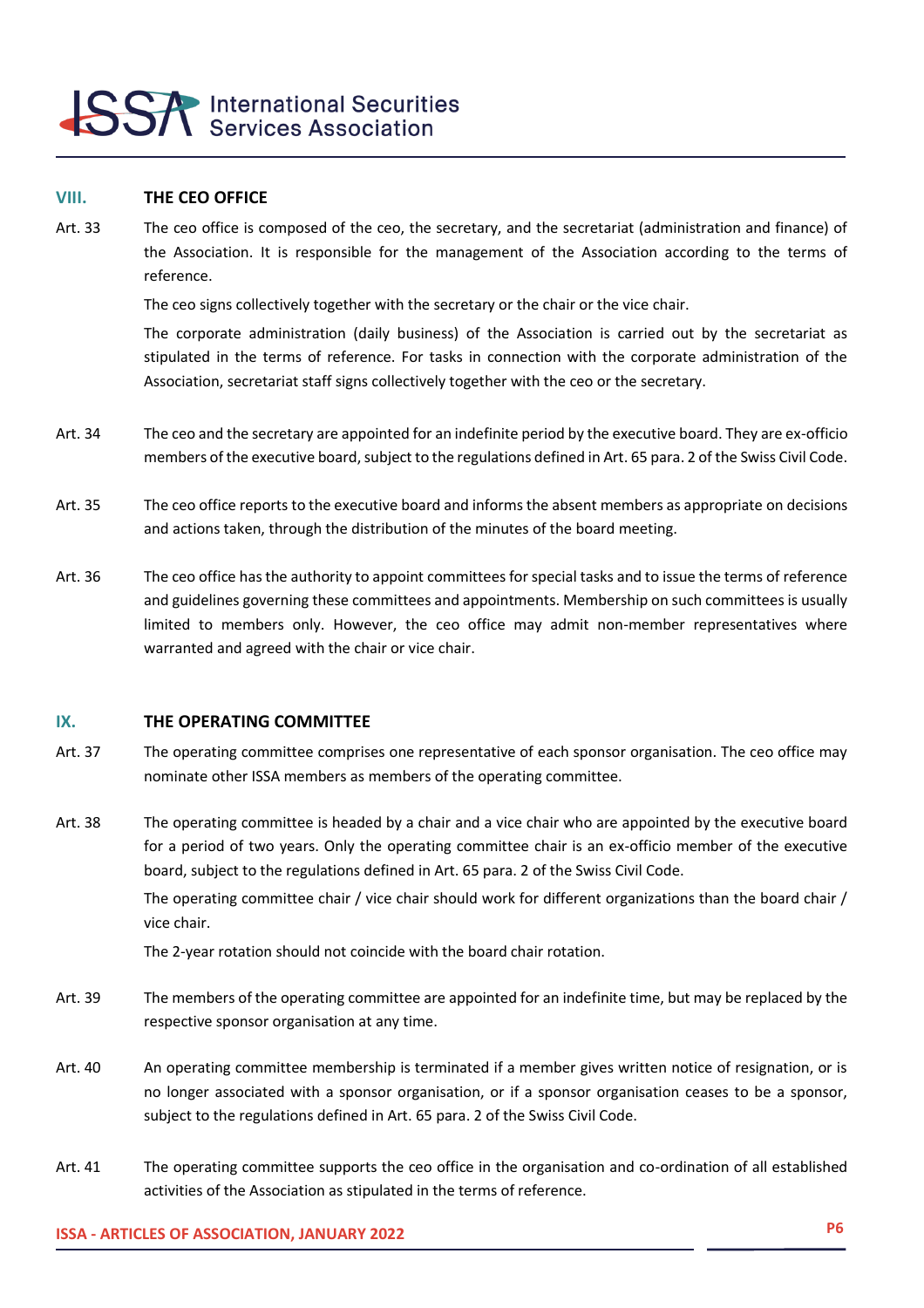## VIII. THE CEO OFFICE

Art. 33 The ceo office is composed of the ceo, the secretary, and the secretariat (administration and finance) of the Association. It is responsible for the management of the Association according to the terms of reference.

The ceo signs collectively together with the secretary or the chair or the vice chair.

The corporate administration (daily business) of the Association is carried out by the secretariat as stipulated in the terms of reference. For tasks in connection with the corporate administration of the Association, secretariat staff signs collectively together with the ceo or the secretary.

Art. 34 The ceo and the secretary are appointed for an indefinite period by the executive board. They are ex-officio members of the executive board, subject to the regulations defined in Art. 65 para. 2 of the Swiss Civil Code.

Art. 35 The ceo office reports to the executive board and informs the absent members as appropriate on decisions and actions taken, through the distribution of the minutes of the board meeting.

Art. 36 The ceo office has the authority to appoint committees for special tasks and to issue the terms of reference and guidelines governing these committees and appointments. Membership on such committees is usually limited to members only. However, the ceo office may admit non-member representatives where warranted and agreed with the chair or vice chair.

## IX. THE OPERATING COMMITTEE

Art. 37 The operating committee comprises one representative of each sponsor organisation. The ceo office may nominate other ISSA members as members of the operating committee.

Art. 38 The operating committee is headed by a chair and a vice chair who are appointed by the executive board for a period of two years. Only the operating committee chair is an ex-officio member of the executive board, subject to the regulations defined in Art. 65 para. 2 of the Swiss Civil Code.

The operating committee chair / vice chair should work for different organizations than the board chair / vice chair.

The 2-year rotation should not coincide with the board chair rotation.

Art. 39 The members of the operating committee are appointed for an indefinite time, but may be replaced by the respective sponsor organisation at any time.

Art. 40 An operating committee membership is terminated if a member gives written notice of resignation, or is no longer associated with a sponsor organisation, or if a sponsor organisation ceases to be a sponsor, subject to the regulations defined in Art. 65 para. 2 of the Swiss Civil Code.

Art. 41 The operating committee supports the ceo office in the organisation and co-ordination of all established activities of the Association as stipulated in the terms of reference.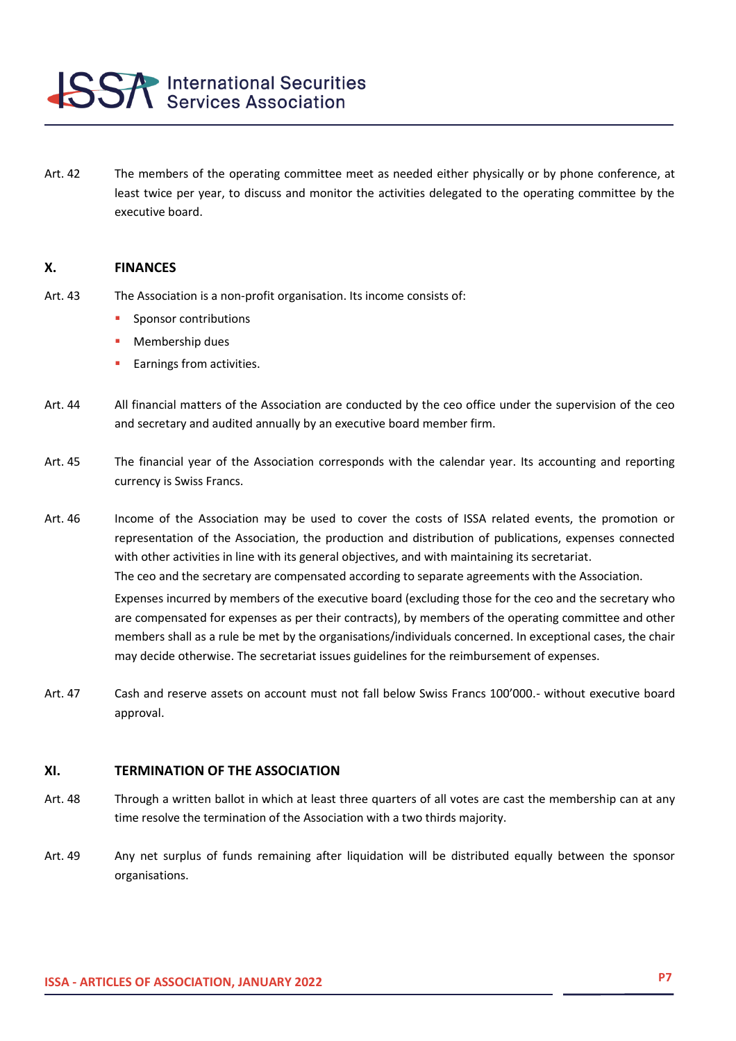Art. 42 The members of the operating committee meet as needed either physically or by phone conference, at least twice per year, to discuss and monitor the activities delegated to the operating committee by the executive board.

## X. FINANCES

Art. 43 The Association is a non-profit organisation. Its income consists of:

- Sponsor contributions
- Membership dues
- Earnings from activities.

Art. 44 All financial matters of the Association are conducted by the ceo office under the supervision of the ceo and secretary and audited annually by an executive board member firm.

Art. 45 The financial year of the Association corresponds with the calendar year. Its accounting and reporting currency is Swiss Francs.

Art. 46 Income of the Association may be used to cover the costs of ISSA related events, the promotion or representation of the Association, the production and distribution of publications, expenses connected with other activities in line with its general objectives, and with maintaining its secretariat.
The ceo and the secretary are compensated according to separate agreements with the Association.

Expenses incurred by members of the executive board (excluding those for the ceo and the secretary who are compensated for expenses as per their contracts), by members of the operating committee and other members shall as a rule be met by the organisations/individuals concerned. In exceptional cases, the chair may decide otherwise. The secretariat issues guidelines for the reimbursement of expenses.

Art. 47 Cash and reserve assets on account must not fall below Swiss Francs 100'000.- without executive board approval.

## XI. TERMINATION OF THE ASSOCIATION

Art. 48 Through a written ballot in which at least three quarters of all votes are cast the membership can at any time resolve the termination of the Association with a two thirds majority.

Art. 49 Any net surplus of funds remaining after liquidation will be distributed equally between the sponsor organisations.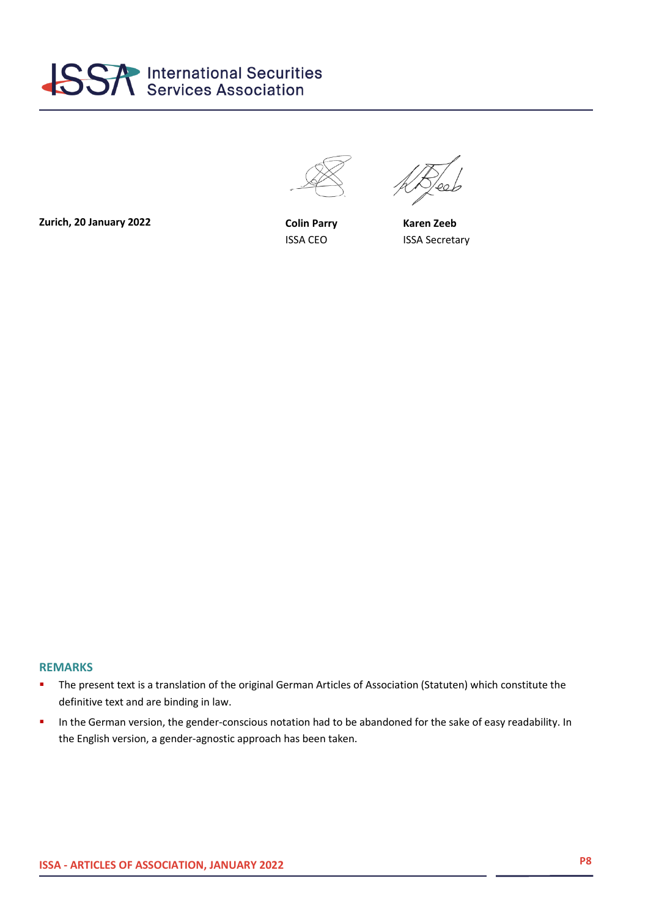**Zurich, 20 January 2022**

**Colin Parry**
ISSA CEO

**Karen Zeeb**
ISSA Secretary

## REMARKS

- The present text is a translation of the original German Articles of Association (Statuten) which constitute the definitive text and are binding in law.
- In the German version, the gender-conscious notation had to be abandoned for the sake of easy readability. In the English version, a gender-agnostic approach has been taken.